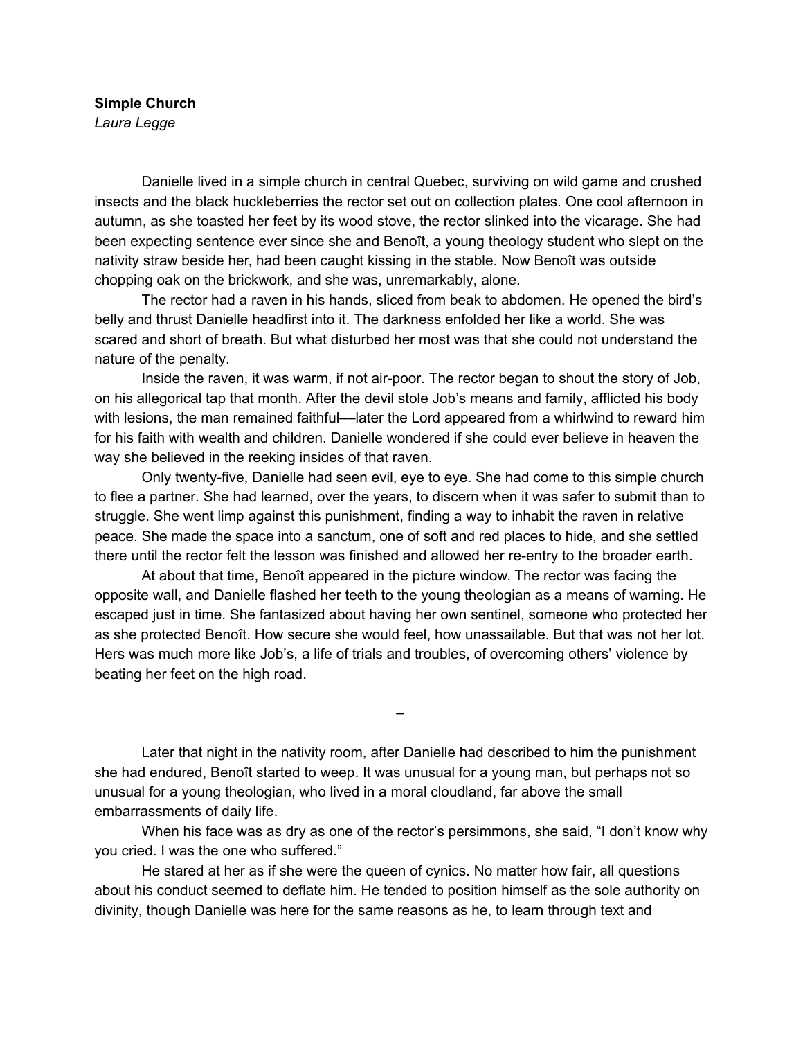**Simple Church**

*Laura Legge*

Danielle lived in a simple church in central Quebec, surviving on wild game and crushed insects and the black huckleberries the rector set out on collection plates. One cool afternoon in autumn, as she toasted her feet by its wood stove, the rector slinked into the vicarage. She had been expecting sentence ever since she and Benoît, a young theology student who slept on the nativity straw beside her, had been caught kissing in the stable. Now Benoît was outside chopping oak on the brickwork, and she was, unremarkably, alone.

The rector had a raven in his hands, sliced from beak to abdomen. He opened the bird's belly and thrust Danielle headfirst into it. The darkness enfolded her like a world. She was scared and short of breath. But what disturbed her most was that she could not understand the nature of the penalty.

Inside the raven, it was warm, if not air-poor. The rector began to shout the story of Job, on his allegorical tap that month. After the devil stole Job's means and family, afflicted his body with lesions, the man remained faithful—later the Lord appeared from a whirlwind to reward him for his faith with wealth and children. Danielle wondered if she could ever believe in heaven the way she believed in the reeking insides of that raven.

Only twenty-five, Danielle had seen evil, eye to eye. She had come to this simple church to flee a partner. She had learned, over the years, to discern when it was safer to submit than to struggle. She went limp against this punishment, finding a way to inhabit the raven in relative peace. She made the space into a sanctum, one of soft and red places to hide, and she settled there until the rector felt the lesson was finished and allowed her re-entry to the broader earth.

At about that time, Benoît appeared in the picture window. The rector was facing the opposite wall, and Danielle flashed her teeth to the young theologian as a means of warning. He escaped just in time. She fantasized about having her own sentinel, someone who protected her as she protected Benoît. How secure she would feel, how unassailable. But that was not her lot. Hers was much more like Job's, a life of trials and troubles, of overcoming others' violence by beating her feet on the high road.

–

Later that night in the nativity room, after Danielle had described to him the punishment she had endured, Benoît started to weep. It was unusual for a young man, but perhaps not so unusual for a young theologian, who lived in a moral cloudland, far above the small embarrassments of daily life.

When his face was as dry as one of the rector's persimmons, she said, "I don't know why you cried. I was the one who suffered."

He stared at her as if she were the queen of cynics. No matter how fair, all questions about his conduct seemed to deflate him. He tended to position himself as the sole authority on divinity, though Danielle was here for the same reasons as he, to learn through text and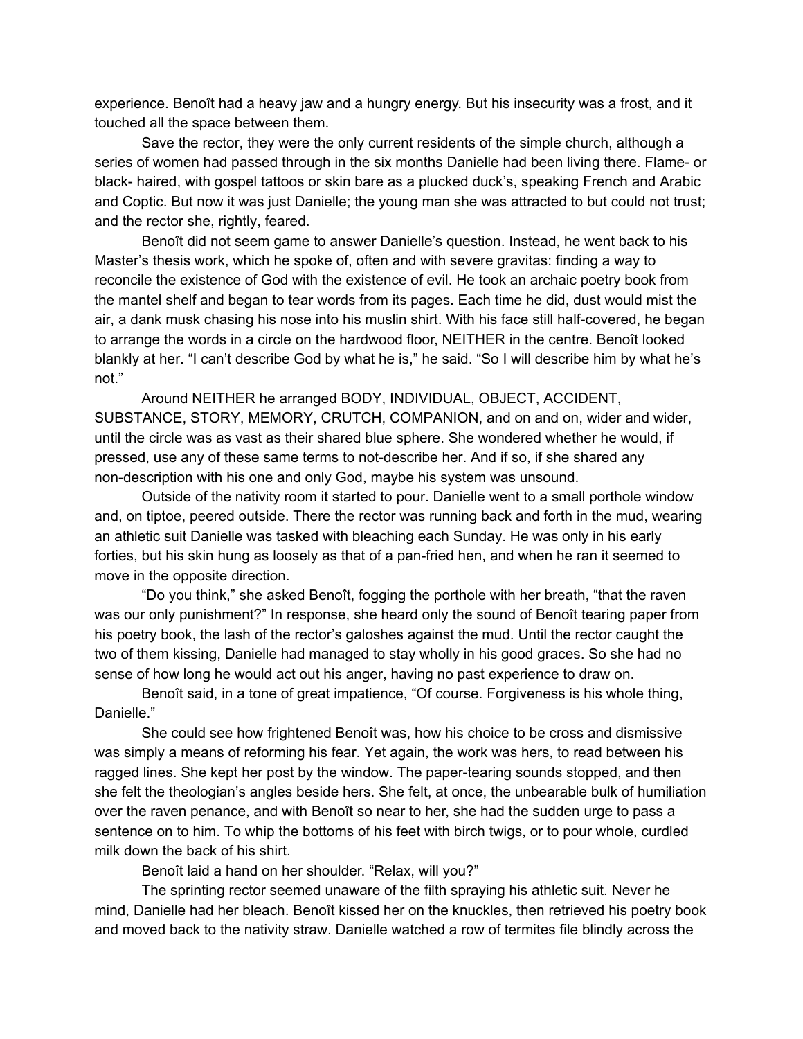experience. Benoît had a heavy jaw and a hungry energy. But his insecurity was a frost, and it touched all the space between them.

Save the rector, they were the only current residents of the simple church, although a series of women had passed through in the six months Danielle had been living there. Flame- or black- haired, with gospel tattoos or skin bare as a plucked duck's, speaking French and Arabic and Coptic. But now it was just Danielle; the young man she was attracted to but could not trust; and the rector she, rightly, feared.

Benoît did not seem game to answer Danielle's question. Instead, he went back to his Master's thesis work, which he spoke of, often and with severe gravitas: finding a way to reconcile the existence of God with the existence of evil. He took an archaic poetry book from the mantel shelf and began to tear words from its pages. Each time he did, dust would mist the air, a dank musk chasing his nose into his muslin shirt. With his face still half-covered, he began to arrange the words in a circle on the hardwood floor, NEITHER in the centre. Benoît looked blankly at her. "I can't describe God by what he is," he said. "So I will describe him by what he's not."

Around NEITHER he arranged BODY, INDIVIDUAL, OBJECT, ACCIDENT, SUBSTANCE, STORY, MEMORY, CRUTCH, COMPANION, and on and on, wider and wider, until the circle was as vast as their shared blue sphere. She wondered whether he would, if pressed, use any of these same terms to not-describe her. And if so, if she shared any non-description with his one and only God, maybe his system was unsound.

Outside of the nativity room it started to pour. Danielle went to a small porthole window and, on tiptoe, peered outside. There the rector was running back and forth in the mud, wearing an athletic suit Danielle was tasked with bleaching each Sunday. He was only in his early forties, but his skin hung as loosely as that of a pan-fried hen, and when he ran it seemed to move in the opposite direction.

"Do you think," she asked Benoît, fogging the porthole with her breath, "that the raven was our only punishment?" In response, she heard only the sound of Benoît tearing paper from his poetry book, the lash of the rector's galoshes against the mud. Until the rector caught the two of them kissing, Danielle had managed to stay wholly in his good graces. So she had no sense of how long he would act out his anger, having no past experience to draw on.

Benoît said, in a tone of great impatience, "Of course. Forgiveness is his whole thing, Danielle."

She could see how frightened Benoît was, how his choice to be cross and dismissive was simply a means of reforming his fear. Yet again, the work was hers, to read between his ragged lines. She kept her post by the window. The paper-tearing sounds stopped, and then she felt the theologian's angles beside hers. She felt, at once, the unbearable bulk of humiliation over the raven penance, and with Benoît so near to her, she had the sudden urge to pass a sentence on to him. To whip the bottoms of his feet with birch twigs, or to pour whole, curdled milk down the back of his shirt.

Benoît laid a hand on her shoulder. "Relax, will you?"

The sprinting rector seemed unaware of the filth spraying his athletic suit. Never he mind, Danielle had her bleach. Benoît kissed her on the knuckles, then retrieved his poetry book and moved back to the nativity straw. Danielle watched a row of termites file blindly across the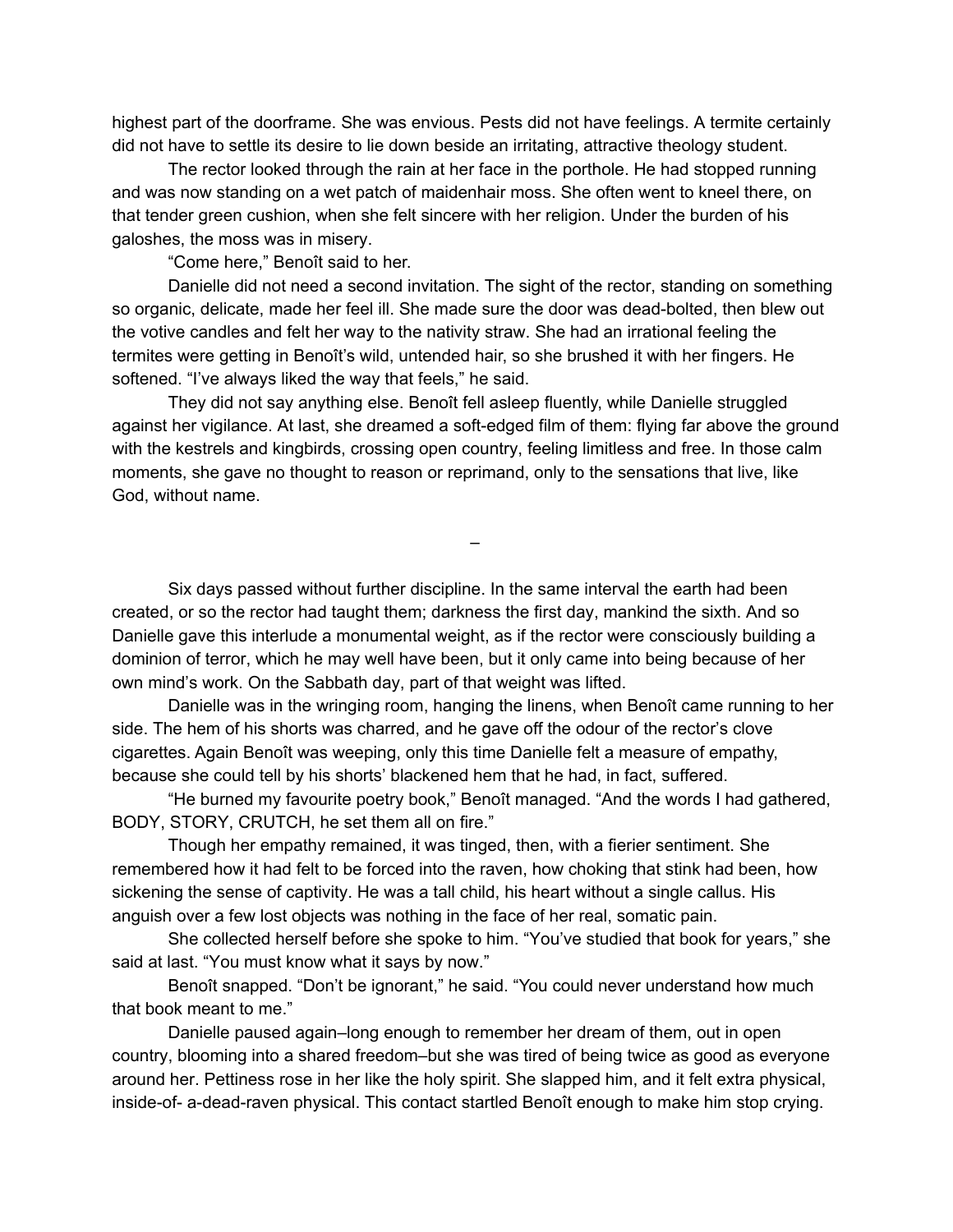highest part of the doorframe. She was envious. Pests did not have feelings. A termite certainly did not have to settle its desire to lie down beside an irritating, attractive theology student.

The rector looked through the rain at her face in the porthole. He had stopped running and was now standing on a wet patch of maidenhair moss. She often went to kneel there, on that tender green cushion, when she felt sincere with her religion. Under the burden of his galoshes, the moss was in misery.

"Come here," Benoît said to her.

Danielle did not need a second invitation. The sight of the rector, standing on something so organic, delicate, made her feel ill. She made sure the door was dead-bolted, then blew out the votive candles and felt her way to the nativity straw. She had an irrational feeling the termites were getting in Benoît's wild, untended hair, so she brushed it with her fingers. He softened. "I've always liked the way that feels," he said.

They did not say anything else. Benoît fell asleep fluently, while Danielle struggled against her vigilance. At last, she dreamed a soft-edged film of them: flying far above the ground with the kestrels and kingbirds, crossing open country, feeling limitless and free. In those calm moments, she gave no thought to reason or reprimand, only to the sensations that live, like God, without name.

–

Six days passed without further discipline. In the same interval the earth had been created, or so the rector had taught them; darkness the first day, mankind the sixth. And so Danielle gave this interlude a monumental weight, as if the rector were consciously building a dominion of terror, which he may well have been, but it only came into being because of her own mind's work. On the Sabbath day, part of that weight was lifted.

Danielle was in the wringing room, hanging the linens, when Benoît came running to her side. The hem of his shorts was charred, and he gave off the odour of the rector's clove cigarettes. Again Benoît was weeping, only this time Danielle felt a measure of empathy, because she could tell by his shorts' blackened hem that he had, in fact, suffered.

"He burned my favourite poetry book," Benoît managed. "And the words I had gathered, BODY, STORY, CRUTCH, he set them all on fire."

Though her empathy remained, it was tinged, then, with a fierier sentiment. She remembered how it had felt to be forced into the raven, how choking that stink had been, how sickening the sense of captivity. He was a tall child, his heart without a single callus. His anguish over a few lost objects was nothing in the face of her real, somatic pain.

She collected herself before she spoke to him. "You've studied that book for years," she said at last. "You must know what it says by now."

Benoît snapped. "Don't be ignorant," he said. "You could never understand how much that book meant to me."

Danielle paused again–long enough to remember her dream of them, out in open country, blooming into a shared freedom–but she was tired of being twice as good as everyone around her. Pettiness rose in her like the holy spirit. She slapped him, and it felt extra physical, inside-of- a-dead-raven physical. This contact startled Benoît enough to make him stop crying.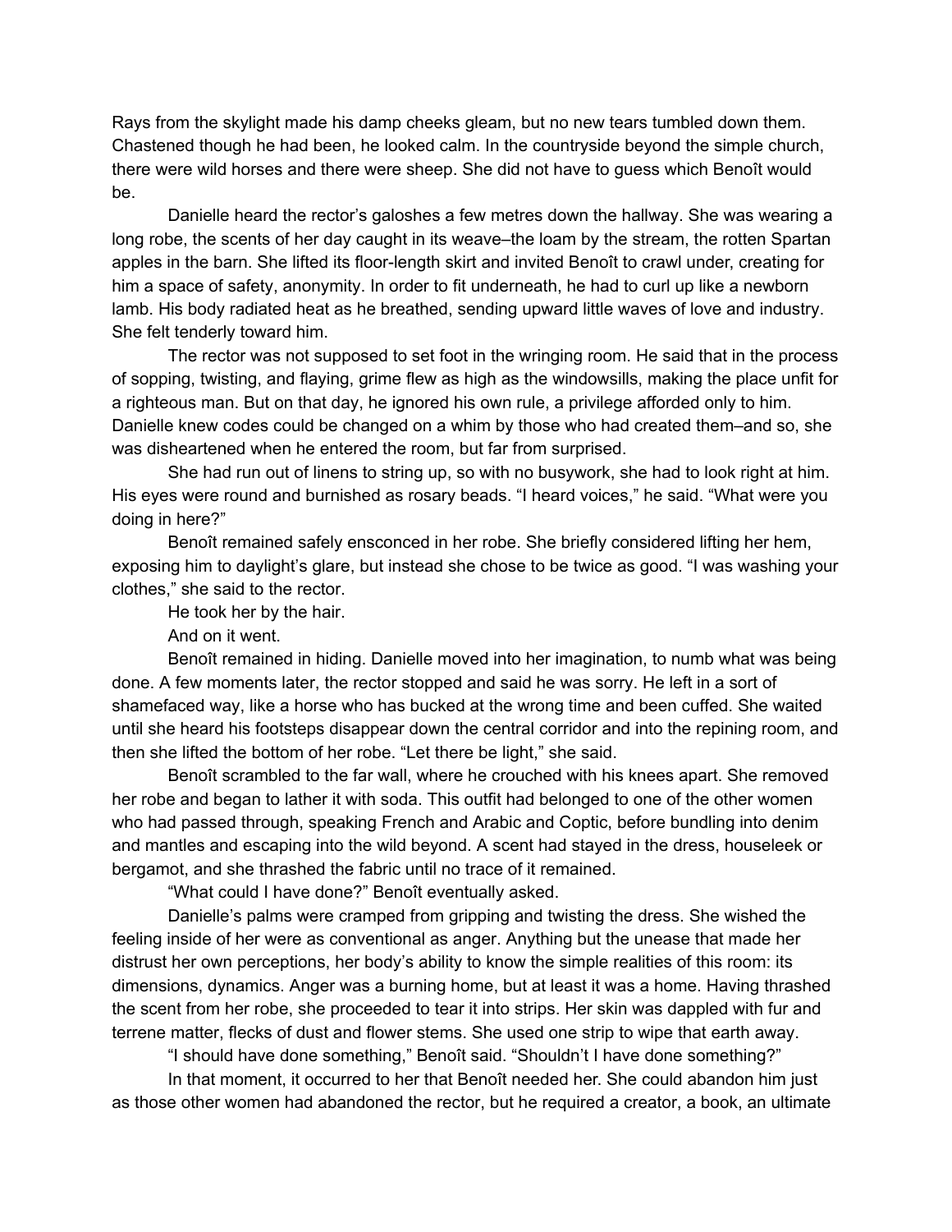Rays from the skylight made his damp cheeks gleam, but no new tears tumbled down them. Chastened though he had been, he looked calm. In the countryside beyond the simple church, there were wild horses and there were sheep. She did not have to guess which Benoît would be.

Danielle heard the rector's galoshes a few metres down the hallway. She was wearing a long robe, the scents of her day caught in its weave–the loam by the stream, the rotten Spartan apples in the barn. She lifted its floor-length skirt and invited Benoît to crawl under, creating for him a space of safety, anonymity. In order to fit underneath, he had to curl up like a newborn lamb. His body radiated heat as he breathed, sending upward little waves of love and industry. She felt tenderly toward him.

The rector was not supposed to set foot in the wringing room. He said that in the process of sopping, twisting, and flaying, grime flew as high as the windowsills, making the place unfit for a righteous man. But on that day, he ignored his own rule, a privilege afforded only to him. Danielle knew codes could be changed on a whim by those who had created them–and so, she was disheartened when he entered the room, but far from surprised.

She had run out of linens to string up, so with no busywork, she had to look right at him. His eyes were round and burnished as rosary beads. "I heard voices," he said. "What were you doing in here?"

Benoît remained safely ensconced in her robe. She briefly considered lifting her hem, exposing him to daylight's glare, but instead she chose to be twice as good. "I was washing your clothes," she said to the rector.

He took her by the hair.

And on it went.

Benoît remained in hiding. Danielle moved into her imagination, to numb what was being done. A few moments later, the rector stopped and said he was sorry. He left in a sort of shamefaced way, like a horse who has bucked at the wrong time and been cuffed. She waited until she heard his footsteps disappear down the central corridor and into the repining room, and then she lifted the bottom of her robe. "Let there be light," she said.

Benoît scrambled to the far wall, where he crouched with his knees apart. She removed her robe and began to lather it with soda. This outfit had belonged to one of the other women who had passed through, speaking French and Arabic and Coptic, before bundling into denim and mantles and escaping into the wild beyond. A scent had stayed in the dress, houseleek or bergamot, and she thrashed the fabric until no trace of it remained.

"What could I have done?" Benoît eventually asked.

Danielle's palms were cramped from gripping and twisting the dress. She wished the feeling inside of her were as conventional as anger. Anything but the unease that made her distrust her own perceptions, her body's ability to know the simple realities of this room: its dimensions, dynamics. Anger was a burning home, but at least it was a home. Having thrashed the scent from her robe, she proceeded to tear it into strips. Her skin was dappled with fur and terrene matter, flecks of dust and flower stems. She used one strip to wipe that earth away.

"I should have done something," Benoît said. "Shouldn't I have done something?"

In that moment, it occurred to her that Benoît needed her. She could abandon him just as those other women had abandoned the rector, but he required a creator, a book, an ultimate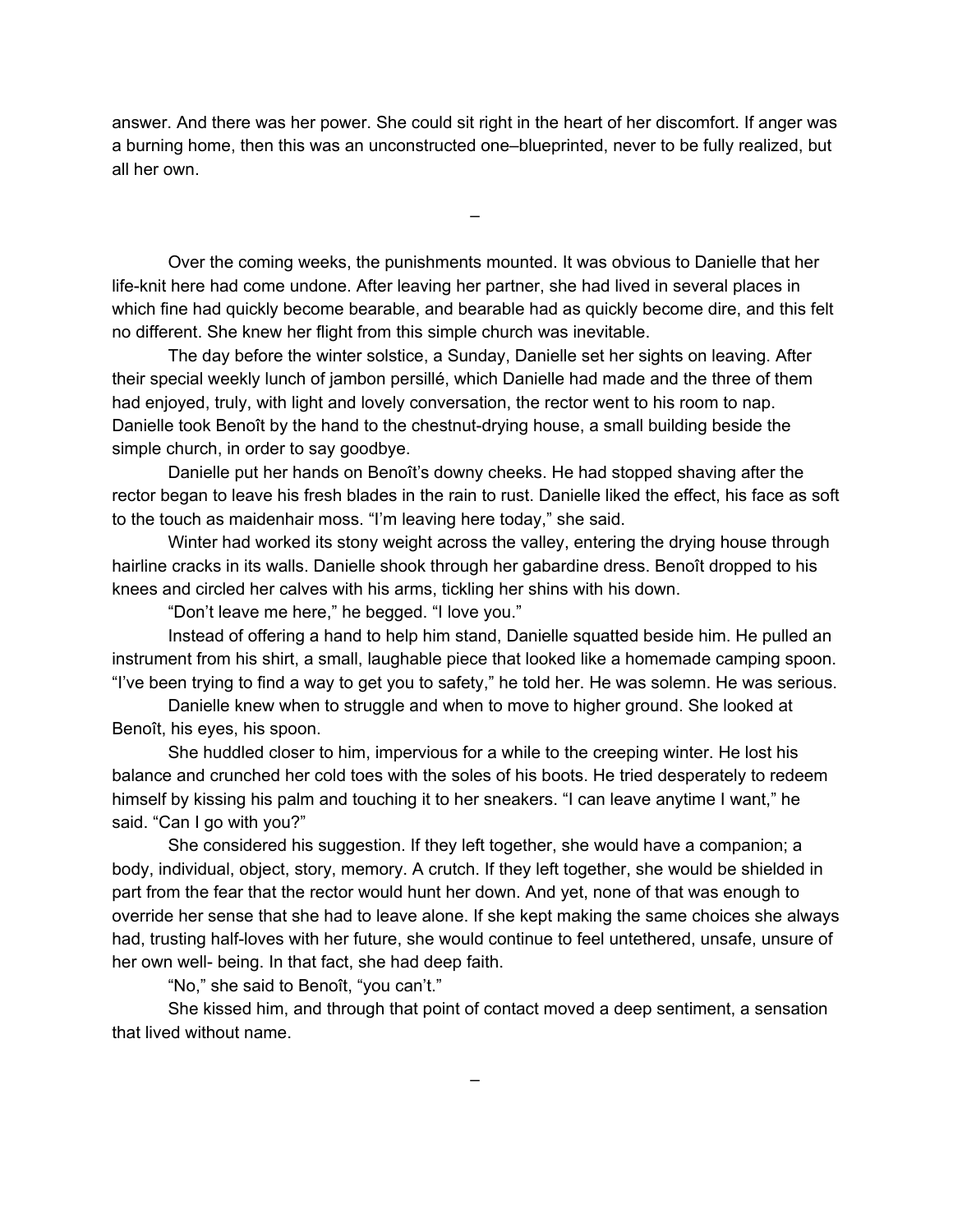answer. And there was her power. She could sit right in the heart of her discomfort. If anger was a burning home, then this was an unconstructed one–blueprinted, never to be fully realized, but all her own.

–

Over the coming weeks, the punishments mounted. It was obvious to Danielle that her life-knit here had come undone. After leaving her partner, she had lived in several places in which fine had quickly become bearable, and bearable had as quickly become dire, and this felt no different. She knew her flight from this simple church was inevitable.

The day before the winter solstice, a Sunday, Danielle set her sights on leaving. After their special weekly lunch of jambon persillé, which Danielle had made and the three of them had enjoyed, truly, with light and lovely conversation, the rector went to his room to nap. Danielle took Benoît by the hand to the chestnut-drying house, a small building beside the simple church, in order to say goodbye.

Danielle put her hands on Benoît's downy cheeks. He had stopped shaving after the rector began to leave his fresh blades in the rain to rust. Danielle liked the effect, his face as soft to the touch as maidenhair moss. "I'm leaving here today," she said.

Winter had worked its stony weight across the valley, entering the drying house through hairline cracks in its walls. Danielle shook through her gabardine dress. Benoît dropped to his knees and circled her calves with his arms, tickling her shins with his down.

"Don't leave me here," he begged. "I love you."

Instead of offering a hand to help him stand, Danielle squatted beside him. He pulled an instrument from his shirt, a small, laughable piece that looked like a homemade camping spoon. "I've been trying to find a way to get you to safety," he told her. He was solemn. He was serious.

Danielle knew when to struggle and when to move to higher ground. She looked at Benoît, his eyes, his spoon.

She huddled closer to him, impervious for a while to the creeping winter. He lost his balance and crunched her cold toes with the soles of his boots. He tried desperately to redeem himself by kissing his palm and touching it to her sneakers. "I can leave anytime I want," he said. "Can I go with you?"

She considered his suggestion. If they left together, she would have a companion; a body, individual, object, story, memory. A crutch. If they left together, she would be shielded in part from the fear that the rector would hunt her down. And yet, none of that was enough to override her sense that she had to leave alone. If she kept making the same choices she always had, trusting half-loves with her future, she would continue to feel untethered, unsafe, unsure of her own well- being. In that fact, she had deep faith.

"No," she said to Benoît, "you can't."

She kissed him, and through that point of contact moved a deep sentiment, a sensation that lived without name.

–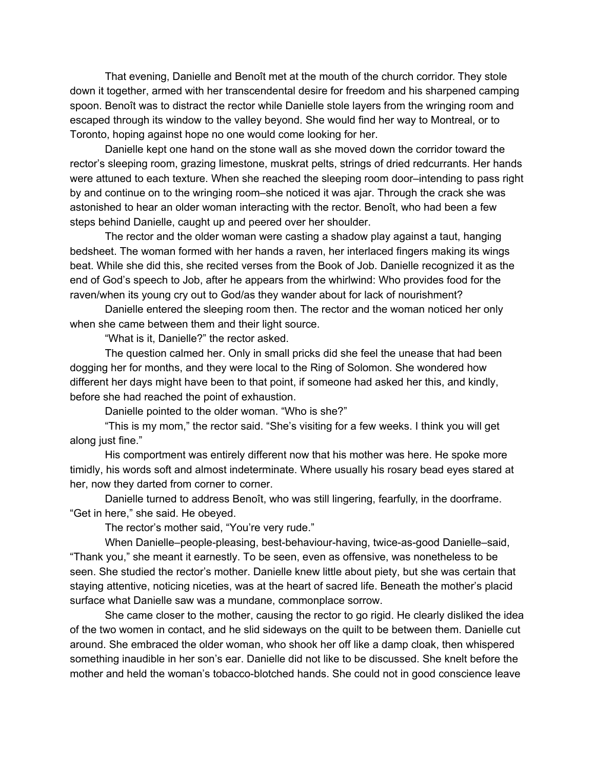That evening, Danielle and Benoît met at the mouth of the church corridor. They stole down it together, armed with her transcendental desire for freedom and his sharpened camping spoon. Benoît was to distract the rector while Danielle stole layers from the wringing room and escaped through its window to the valley beyond. She would find her way to Montreal, or to Toronto, hoping against hope no one would come looking for her.

Danielle kept one hand on the stone wall as she moved down the corridor toward the rector's sleeping room, grazing limestone, muskrat pelts, strings of dried redcurrants. Her hands were attuned to each texture. When she reached the sleeping room door–intending to pass right by and continue on to the wringing room–she noticed it was ajar. Through the crack she was astonished to hear an older woman interacting with the rector. Benoît, who had been a few steps behind Danielle, caught up and peered over her shoulder.

The rector and the older woman were casting a shadow play against a taut, hanging bedsheet. The woman formed with her hands a raven, her interlaced fingers making its wings beat. While she did this, she recited verses from the Book of Job. Danielle recognized it as the end of God's speech to Job, after he appears from the whirlwind: Who provides food for the raven/when its young cry out to God/as they wander about for lack of nourishment?

Danielle entered the sleeping room then. The rector and the woman noticed her only when she came between them and their light source.

"What is it, Danielle?" the rector asked.

The question calmed her. Only in small pricks did she feel the unease that had been dogging her for months, and they were local to the Ring of Solomon. She wondered how different her days might have been to that point, if someone had asked her this, and kindly, before she had reached the point of exhaustion.

Danielle pointed to the older woman. "Who is she?"

"This is my mom," the rector said. "She's visiting for a few weeks. I think you will get along just fine."

His comportment was entirely different now that his mother was here. He spoke more timidly, his words soft and almost indeterminate. Where usually his rosary bead eyes stared at her, now they darted from corner to corner.

Danielle turned to address Benoît, who was still lingering, fearfully, in the doorframe. "Get in here," she said. He obeyed.

The rector's mother said, "You're very rude."

When Danielle–people-pleasing, best-behaviour-having, twice-as-good Danielle–said, "Thank you," she meant it earnestly. To be seen, even as offensive, was nonetheless to be seen. She studied the rector's mother. Danielle knew little about piety, but she was certain that staying attentive, noticing niceties, was at the heart of sacred life. Beneath the mother's placid surface what Danielle saw was a mundane, commonplace sorrow.

She came closer to the mother, causing the rector to go rigid. He clearly disliked the idea of the two women in contact, and he slid sideways on the quilt to be between them. Danielle cut around. She embraced the older woman, who shook her off like a damp cloak, then whispered something inaudible in her son's ear. Danielle did not like to be discussed. She knelt before the mother and held the woman's tobacco-blotched hands. She could not in good conscience leave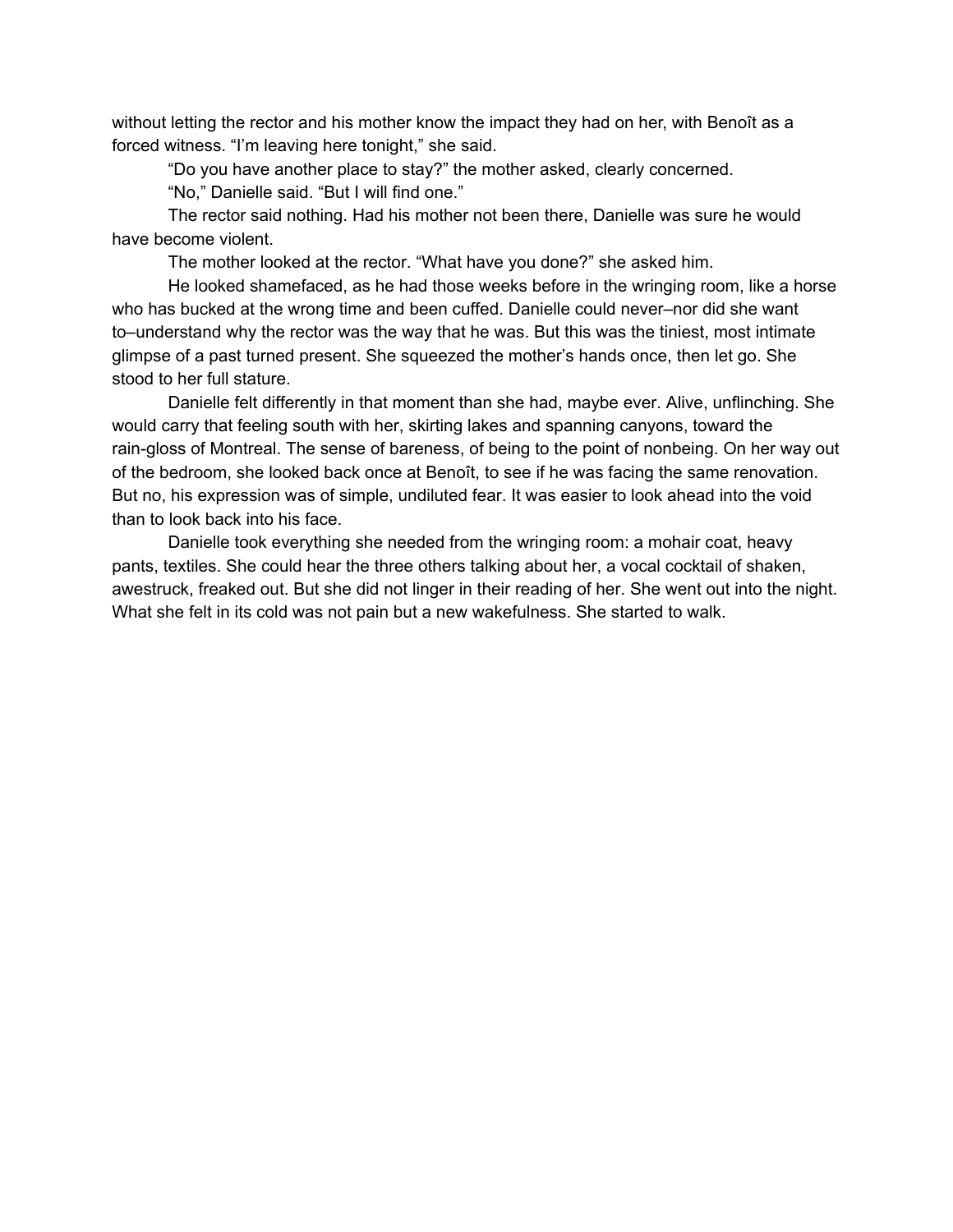without letting the rector and his mother know the impact they had on her, with Benoît as a forced witness. “I’m leaving here tonight,” she said.

“Do you have another place to stay?” the mother asked, clearly concerned.

“No,” Danielle said. “But I will find one.”

The rector said nothing. Had his mother not been there, Danielle was sure he would have become violent.

The mother looked at the rector. “What have you done?” she asked him.

He looked shamefaced, as he had those weeks before in the wringing room, like a horse who has bucked at the wrong time and been cuffed. Danielle could never–nor did she want to–understand why the rector was the way that he was. But this was the tiniest, most intimate glimpse of a past turned present. She squeezed the mother’s hands once, then let go. She stood to her full stature.

Danielle felt differently in that moment than she had, maybe ever. Alive, unflinching. She would carry that feeling south with her, skirting lakes and spanning canyons, toward the rain-gloss of Montreal. The sense of bareness, of being to the point of nonbeing. On her way out of the bedroom, she looked back once at Benoît, to see if he was facing the same renovation. But no, his expression was of simple, undiluted fear. It was easier to look ahead into the void than to look back into his face.

Danielle took everything she needed from the wringing room: a mohair coat, heavy pants, textiles. She could hear the three others talking about her, a vocal cocktail of shaken, awestruck, freaked out. But she did not linger in their reading of her. She went out into the night. What she felt in its cold was not pain but a new wakefulness. She started to walk.